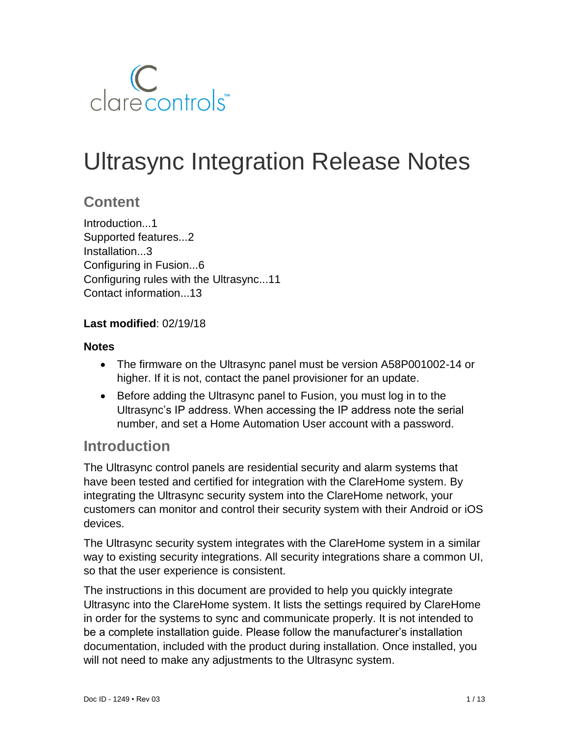clarecontrols™

# Ultrasync Integration Release Notes

## Content

Introduction...1
Supported features...2
Installation...3
Configuring in Fusion...6
Configuring rules with the Ultrasync...11
Contact information...13

**Last modified**: 02/19/18

### Notes

- The firmware on the Ultrasync panel must be version A58P001002-14 or higher. If it is not, contact the panel provisioner for an update.
- Before adding the Ultrasync panel to Fusion, you must log in to the Ultrasync's IP address. When accessing the IP address note the serial number, and set a Home Automation User account with a password.

## Introduction

The Ultrasync control panels are residential security and alarm systems that have been tested and certified for integration with the ClareHome system. By integrating the Ultrasync security system into the ClareHome network, your customers can monitor and control their security system with their Android or iOS devices.

The Ultrasync security system integrates with the ClareHome system in a similar way to existing security integrations. All security integrations share a common UI, so that the user experience is consistent.

The instructions in this document are provided to help you quickly integrate Ultrasync into the ClareHome system. It lists the settings required by ClareHome in order for the systems to sync and communicate properly. It is not intended to be a complete installation guide. Please follow the manufacturer's installation documentation, included with the product during installation. Once installed, you will not need to make any adjustments to the Ultrasync system.

Doc ID - 1249 • Rev 03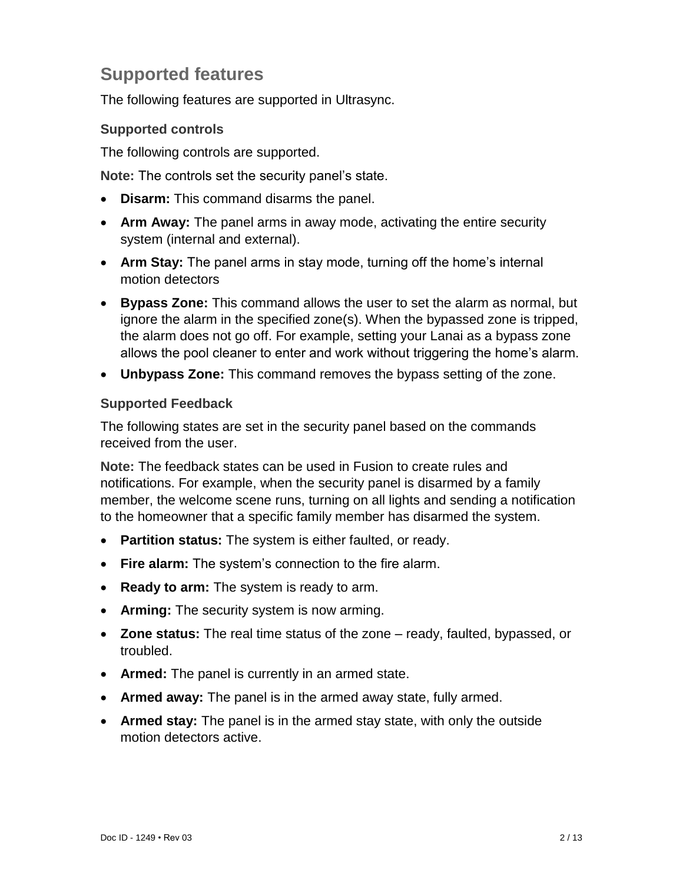## Supported features

The following features are supported in Ultrasync.

### Supported controls

The following controls are supported.

**Note:** The controls set the security panel's state.

- **Disarm:** This command disarms the panel.
- **Arm Away:** The panel arms in away mode, activating the entire security system (internal and external).
- **Arm Stay:** The panel arms in stay mode, turning off the home's internal motion detectors
- **Bypass Zone:** This command allows the user to set the alarm as normal, but ignore the alarm in the specified zone(s). When the bypassed zone is tripped, the alarm does not go off. For example, setting your Lanai as a bypass zone allows the pool cleaner to enter and work without triggering the home's alarm.
- **Unbypass Zone:** This command removes the bypass setting of the zone.

### Supported Feedback

The following states are set in the security panel based on the commands received from the user.

**Note:** The feedback states can be used in Fusion to create rules and notifications. For example, when the security panel is disarmed by a family member, the welcome scene runs, turning on all lights and sending a notification to the homeowner that a specific family member has disarmed the system.

- **Partition status:** The system is either faulted, or ready.
- **Fire alarm:** The system's connection to the fire alarm.
- **Ready to arm:** The system is ready to arm.
- **Arming:** The security system is now arming.
- **Zone status:** The real time status of the zone – ready, faulted, bypassed, or troubled.
- **Armed:** The panel is currently in an armed state.
- **Armed away:** The panel is in the armed away state, fully armed.
- **Armed stay:** The panel is in the armed stay state, with only the outside motion detectors active.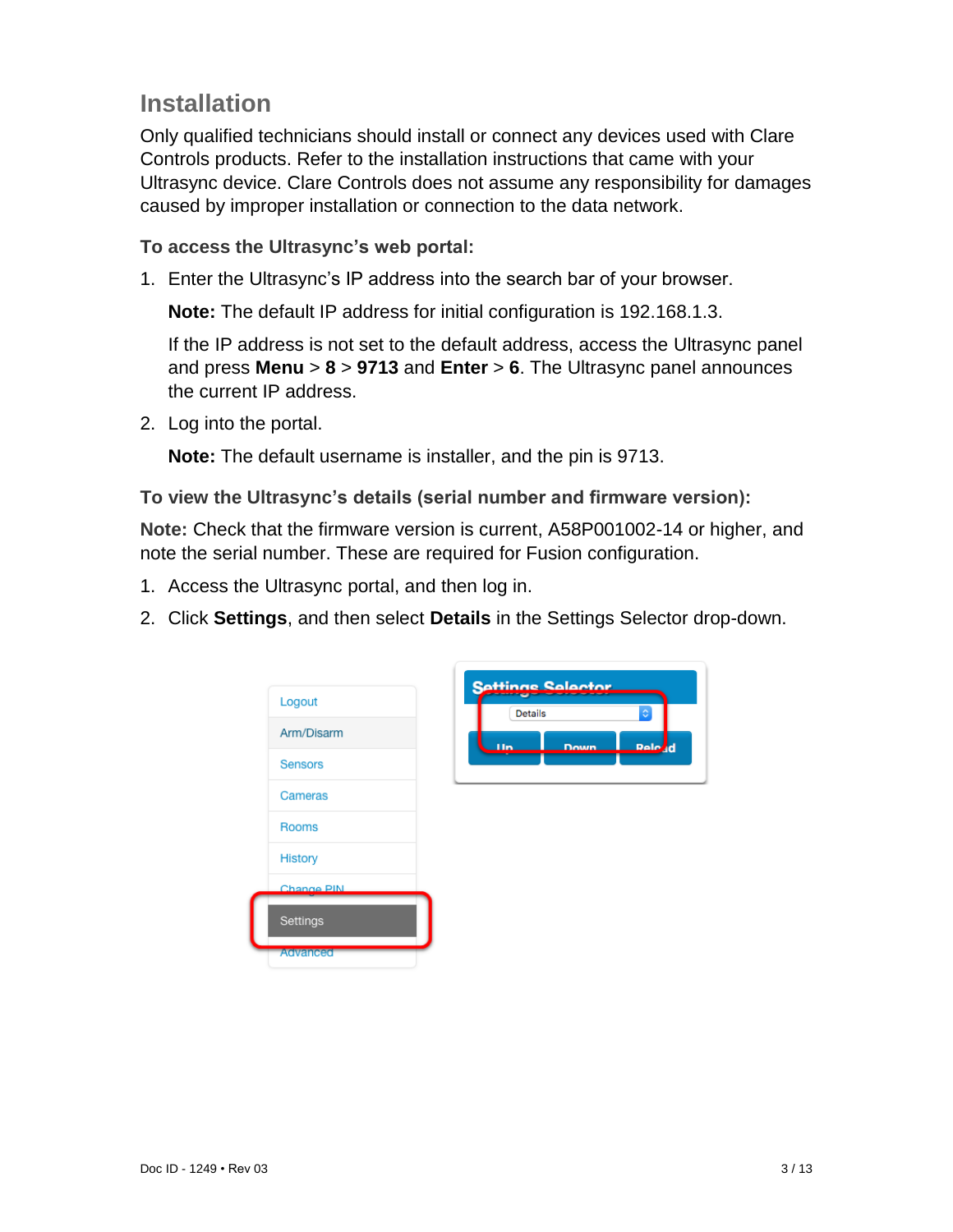## Installation

Only qualified technicians should install or connect any devices used with Clare Controls products. Refer to the installation instructions that came with your Ultrasync device. Clare Controls does not assume any responsibility for damages caused by improper installation or connection to the data network.

### To access the Ultrasync's web portal:

1. Enter the Ultrasync's IP address into the search bar of your browser.

   **Note:** The default IP address for initial configuration is 192.168.1.3.

   If the IP address is not set to the default address, access the Ultrasync panel and press **Menu** > **8** > **9713** and **Enter** > **6**. The Ultrasync panel announces the current IP address.

2. Log into the portal.

   **Note:** The default username is installer, and the pin is 9713.

### To view the Ultrasync's details (serial number and firmware version):

**Note:** Check that the firmware version is current, A58P001002-14 or higher, and note the serial number. These are required for Fusion configuration.

1. Access the Ultrasync portal, and then log in.
2. Click **Settings**, and then select **Details** in the Settings Selector drop-down.

Logout
Arm/Disarm
Sensors
Cameras
Rooms
History
Change PIN
Settings
Advanced

Settings Selector
Details
Up
Down
Reload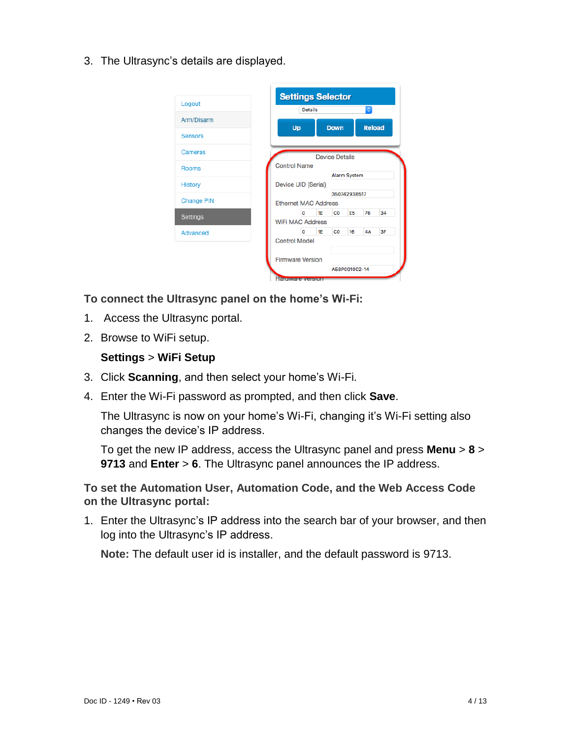3. The Ultrasync's details are displayed.

**To connect the Ultrasync panel on the home's Wi-Fi:**

1. Access the Ultrasync portal.
2. Browse to WiFi setup.

   **Settings** > **WiFi Setup**

3. Click **Scanning**, and then select your home's Wi-Fi.
4. Enter the Wi-Fi password as prompted, and then click **Save**.

   The Ultrasync is now on your home's Wi-Fi, changing it's Wi-Fi setting also changes the device's IP address.

   To get the new IP address, access the Ultrasync panel and press **Menu** > **8** > **9713** and **Enter** > **6**. The Ultrasync panel announces the IP address.

**To set the Automation User, Automation Code, and the Web Access Code on the Ultrasync portal:**

1. Enter the Ultrasync's IP address into the search bar of your browser, and then log into the Ultrasync's IP address.

   **Note:** The default user id is installer, and the default password is 9713.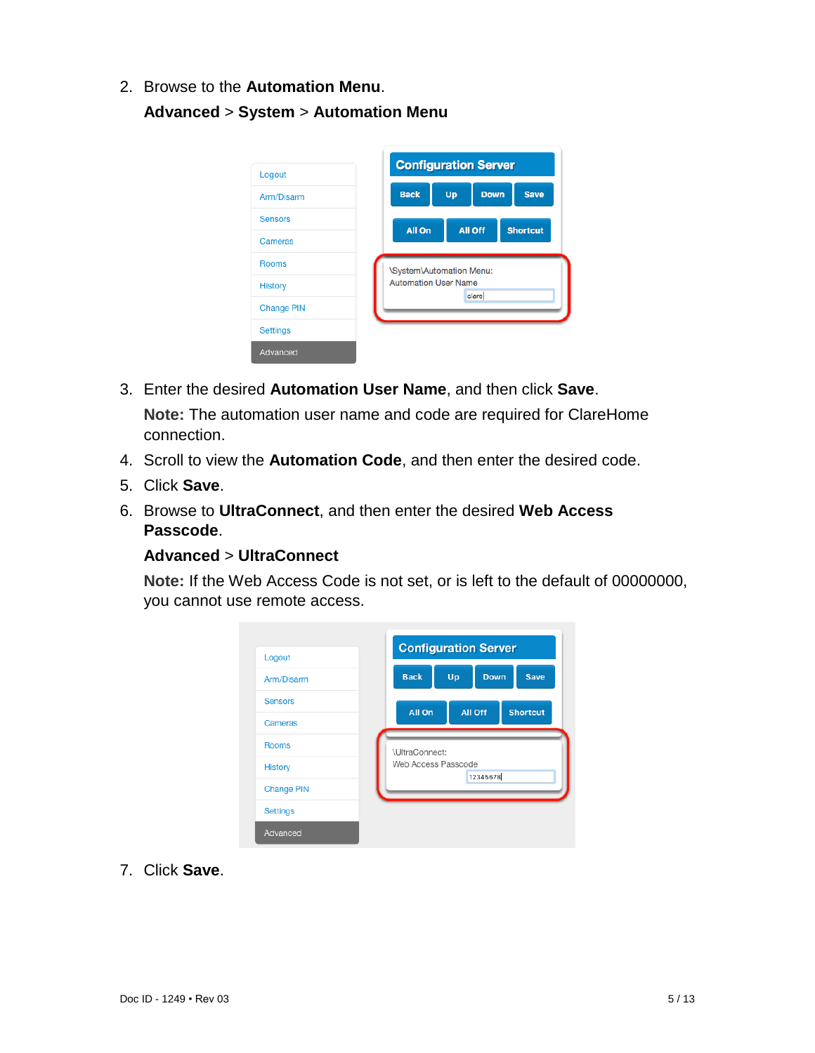2. Browse to the **Automation Menu**.

   **Advanced** > **System** > **Automation Menu**

3. Enter the desired **Automation User Name**, and then click **Save**.

   **Note:** The automation user name and code are required for ClareHome connection.

4. Scroll to view the **Automation Code**, and then enter the desired code.
5. Click **Save**.
6. Browse to **UltraConnect**, and then enter the desired **Web Access Passcode**.

   **Advanced** > **UltraConnect**

   **Note:** If the Web Access Code is not set, or is left to the default of 00000000, you cannot use remote access.

7. Click **Save**.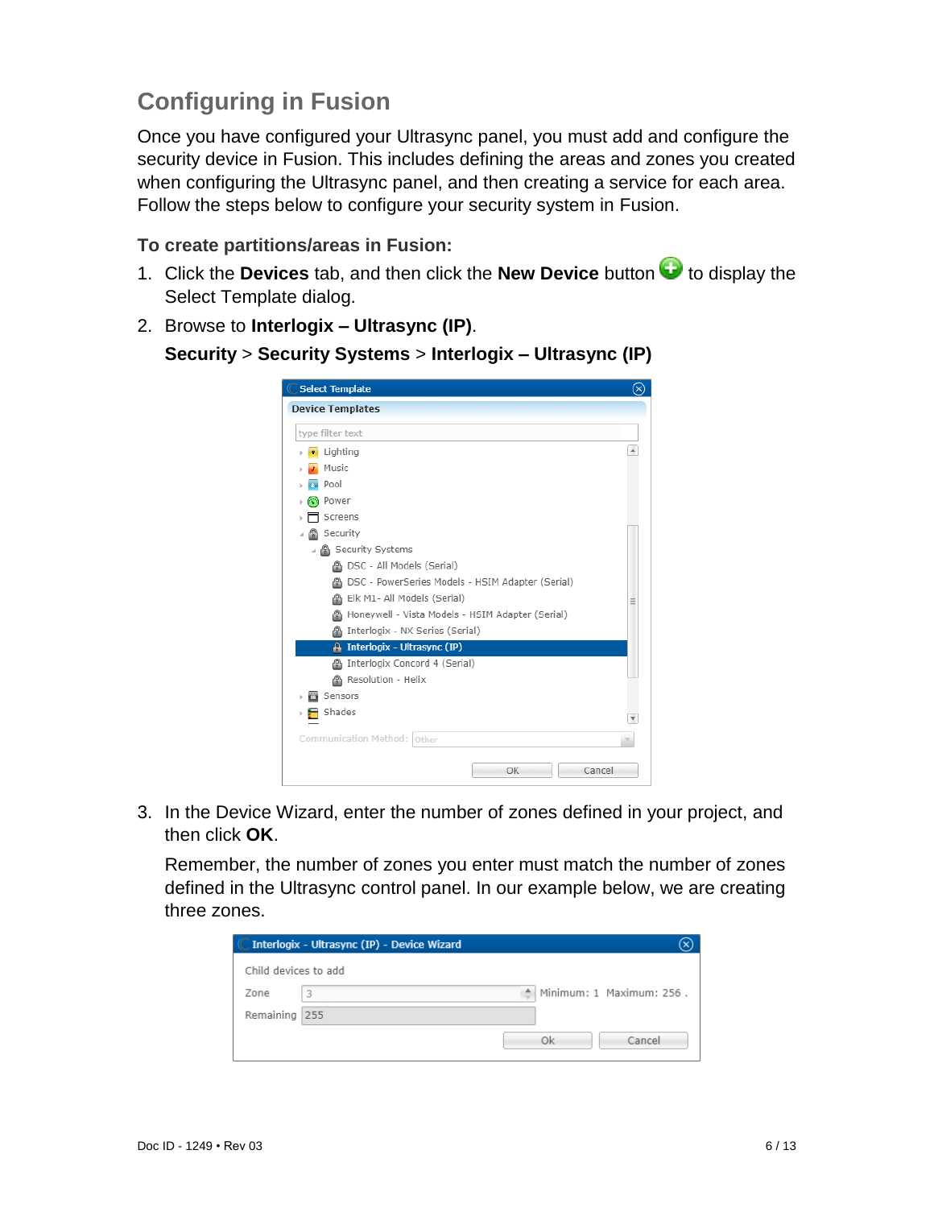## Configuring in Fusion

Once you have configured your Ultrasync panel, you must add and configure the security device in Fusion. This includes defining the areas and zones you created when configuring the Ultrasync panel, and then creating a service for each area. Follow the steps below to configure your security system in Fusion.

**To create partitions/areas in Fusion:**

1. Click the **Devices** tab, and then click the **New Device** button to display the Select Template dialog.
2. Browse to **Interlogix – Ultrasync (IP)**.

   **Security** > **Security Systems** > **Interlogix – Ultrasync (IP)**

3. In the Device Wizard, enter the number of zones defined in your project, and then click **OK**.

   Remember, the number of zones you enter must match the number of zones defined in the Ultrasync control panel. In our example below, we are creating three zones.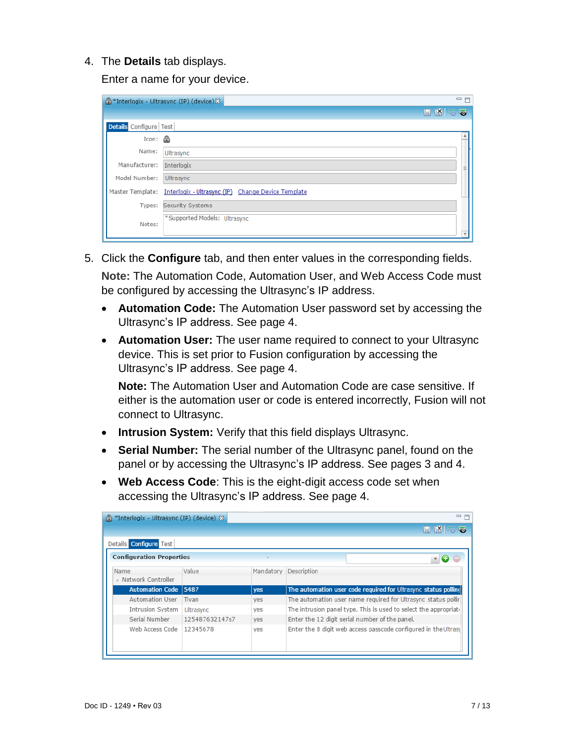4. The **Details** tab displays.

   Enter a name for your device.

   | | |
   |---|---|
   | Icon: | |
   | Name: | Ultrasync |
   | Manufacturer: | Interlogix |
   | Model Number: | Ultrasync |
   | Master Template: | Interlogix - Ultrasync (IP) Change Device Template |
   | Types: | Security Systems |
   | Notes: | *Supported Models: Ultrasync |

5. Click the **Configure** tab, and then enter values in the corresponding fields.

   **Note:** The Automation Code, Automation User, and Web Access Code must be configured by accessing the Ultrasync's IP address.

   - **Automation Code:** The Automation User password set by accessing the Ultrasync's IP address. See page 4.
   - **Automation User:** The user name required to connect to your Ultrasync device. This is set prior to Fusion configuration by accessing the Ultrasync's IP address. See page 4.

     **Note:** The Automation User and Automation Code are case sensitive. If either is the automation user or code is entered incorrectly, Fusion will not connect to Ultrasync.

   - **Intrusion System:** Verify that this field displays Ultrasync.
   - **Serial Number:** The serial number of the Ultrasync panel, found on the panel or by accessing the Ultrasync's IP address. See pages 3 and 4.
   - **Web Access Code**: This is the eight-digit access code set when accessing the Ultrasync's IP address. See page 4.

   | Name | Value | Mandatory | Description |
   |---|---|---|---|
   | Network Controller | | | |
   | Automation Code | 5487 | yes | The automation user code required for Ultrasync status pollin |
   | Automation User | Tivan | yes | The automation user name required for Ultrasync status pollir |
   | Intrusion System | Ultrasync | yes | The intrusion panel type. This is used to select the appropriat |
   | Serial Number | 125487632147s7 | yes | Enter the 12 digit serial number of the panel. |
   | Web Access Code | 12345678 | yes | Enter the 8 digit web access passcode configured in the Ultras |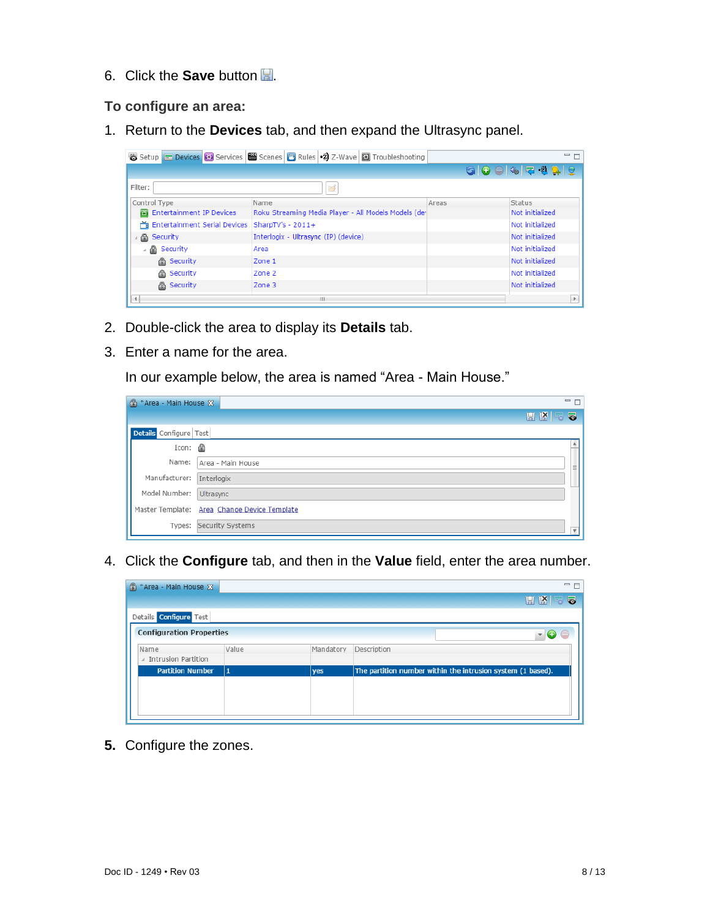6. Click the **Save** button.

### To configure an area:

1. Return to the **Devices** tab, and then expand the Ultrasync panel.

2. Double-click the area to display its **Details** tab.

3. Enter a name for the area.

   In our example below, the area is named "Area - Main House."

4. Click the **Configure** tab, and then in the **Value** field, enter the area number.

**5.** Configure the zones.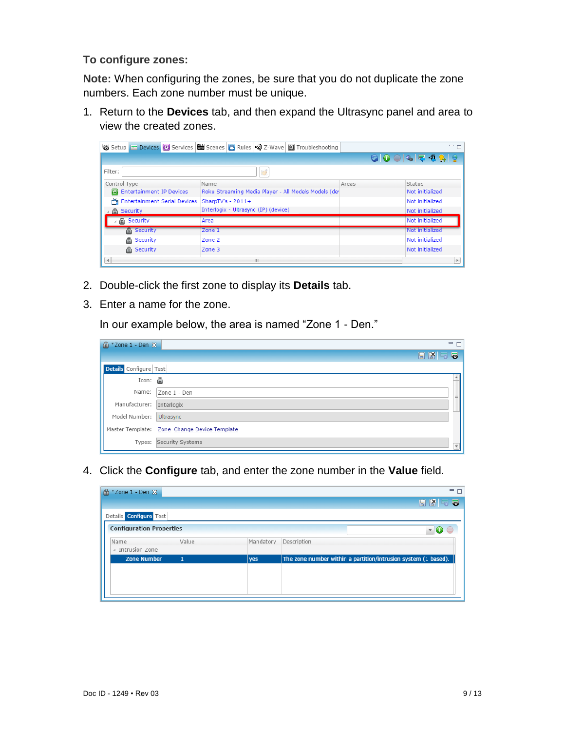**To configure zones:**

**Note:** When configuring the zones, be sure that you do not duplicate the zone numbers. Each zone number must be unique.

1. Return to the **Devices** tab, and then expand the Ultrasync panel and area to view the created zones.

2. Double-click the first zone to display its **Details** tab.

3. Enter a name for the zone.

   In our example below, the area is named “Zone 1 - Den.”

4. Click the **Configure** tab, and enter the zone number in the **Value** field.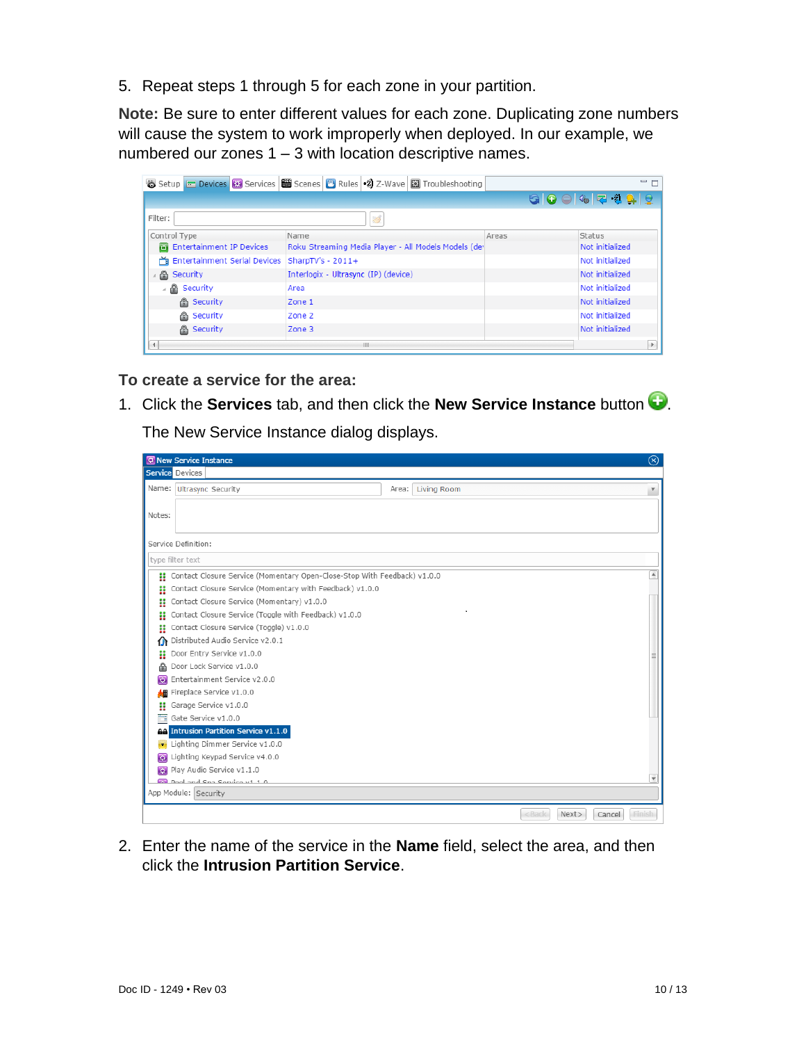5. Repeat steps 1 through 5 for each zone in your partition.

**Note:** Be sure to enter different values for each zone. Duplicating zone numbers will cause the system to work improperly when deployed. In our example, we numbered our zones 1 – 3 with location descriptive names.

### To create a service for the area:

1. Click the **Services** tab, and then click the **New Service Instance** button.

   The New Service Instance dialog displays.

2. Enter the name of the service in the **Name** field, select the area, and then click the **Intrusion Partition Service**.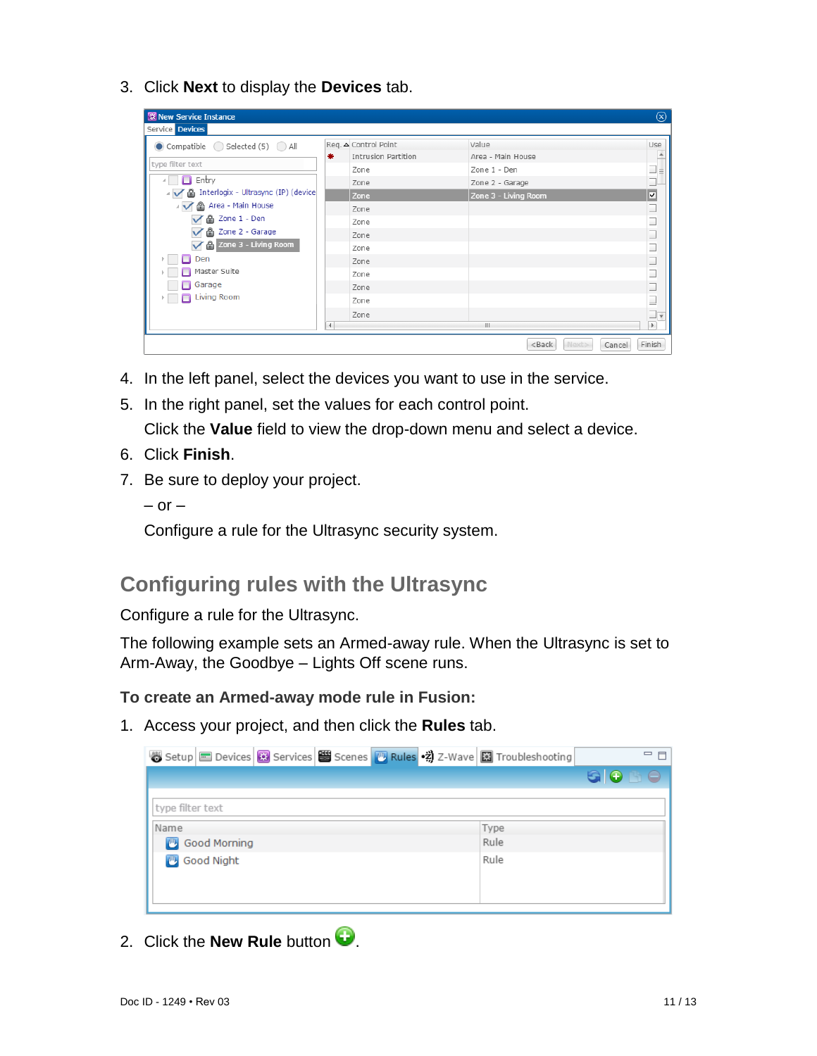3. Click **Next** to display the **Devices** tab.

4. In the left panel, select the devices you want to use in the service.
5. In the right panel, set the values for each control point.

   Click the **Value** field to view the drop-down menu and select a device.
6. Click **Finish**.
7. Be sure to deploy your project.

   – or –

   Configure a rule for the Ultrasync security system.

## Configuring rules with the Ultrasync

Configure a rule for the Ultrasync.

The following example sets an Armed-away rule. When the Ultrasync is set to Arm-Away, the Goodbye – Lights Off scene runs.

### To create an Armed-away mode rule in Fusion:

1. Access your project, and then click the **Rules** tab.

2. Click the **New Rule** button.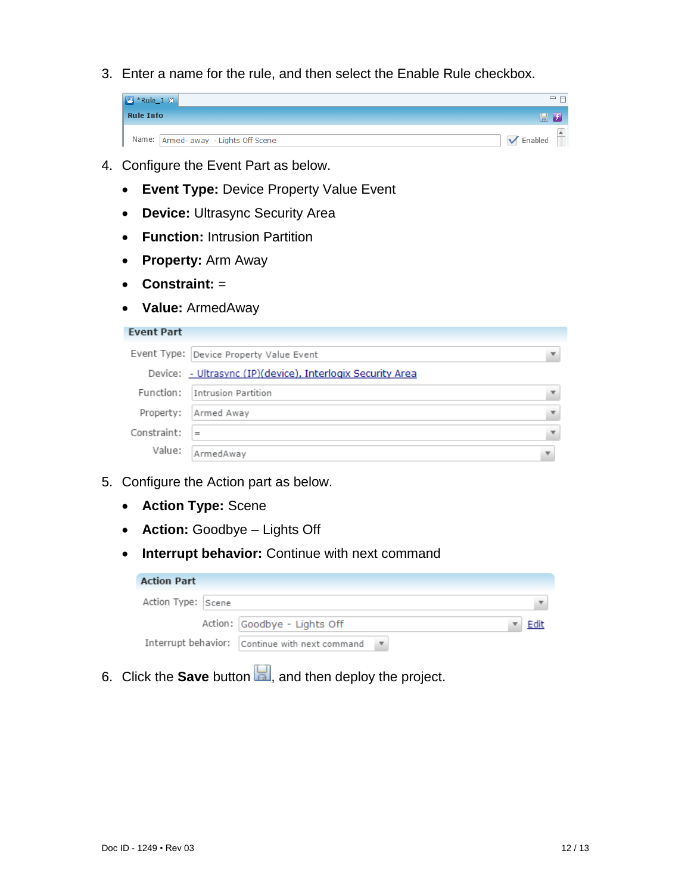3. Enter a name for the rule, and then select the Enable Rule checkbox.

4. Configure the Event Part as below.
   - **Event Type:** Device Property Value Event
   - **Device:** Ultrasync Security Area
   - **Function:** Intrusion Partition
   - **Property:** Arm Away
   - **Constraint:** =
   - **Value:** ArmedAway

5. Configure the Action part as below.
   - **Action Type:** Scene
   - **Action:** Goodbye – Lights Off
   - **Interrupt behavior:** Continue with next command

6. Click the **Save** button, and then deploy the project.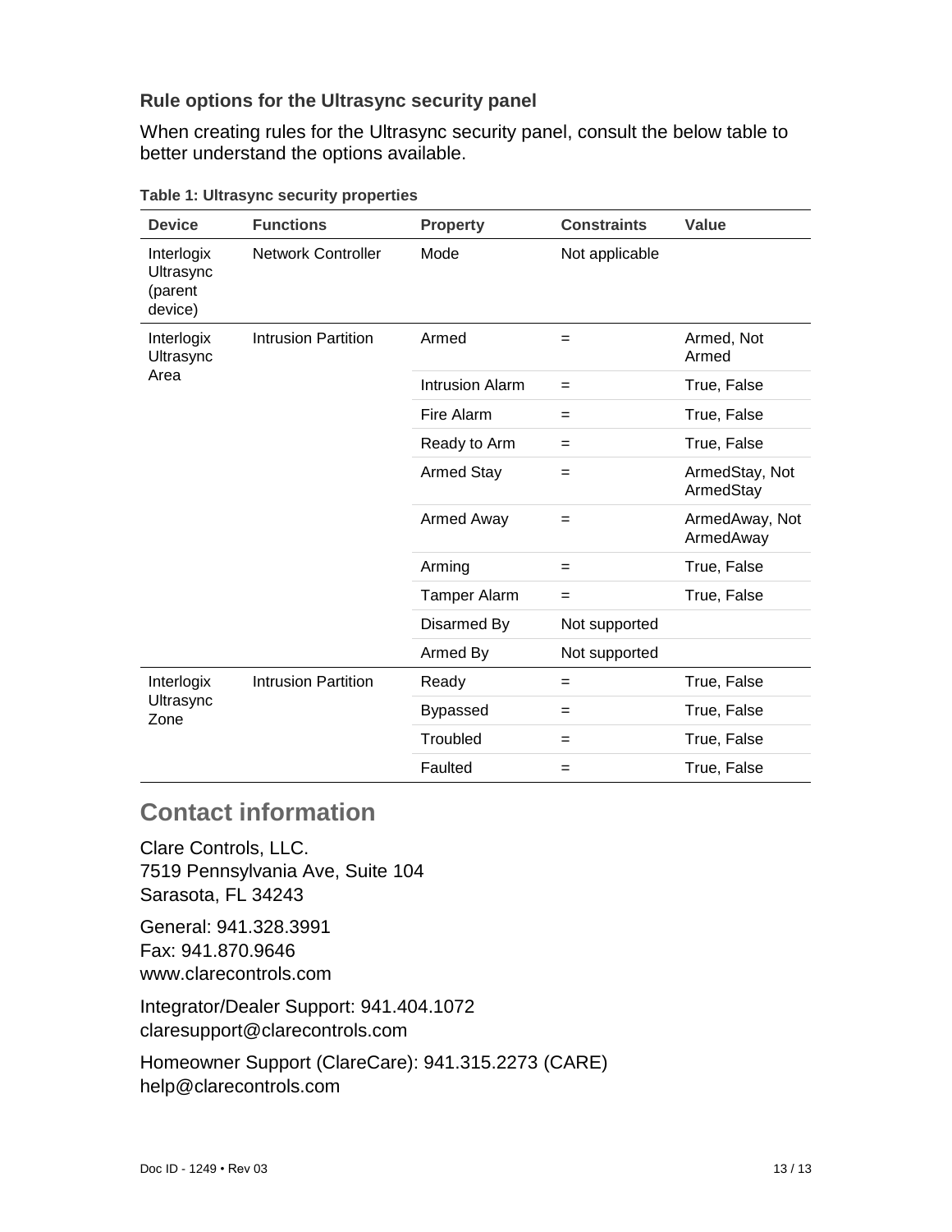### Rule options for the Ultrasync security panel

When creating rules for the Ultrasync security panel, consult the below table to better understand the options available.

**Table 1: Ultrasync security properties**

| Device | Functions | Property | Constraints | Value |
| --- | --- | --- | --- | --- |
| Interlogix Ultrasync (parent device) | Network Controller | Mode | Not applicable | |
| Interlogix Ultrasync Area | Intrusion Partition | Armed | = | Armed, Not Armed |
| | | Intrusion Alarm | = | True, False |
| | | Fire Alarm | = | True, False |
| | | Ready to Arm | = | True, False |
| | | Armed Stay | = | ArmedStay, Not ArmedStay |
| | | Armed Away | = | ArmedAway, Not ArmedAway |
| | | Arming | = | True, False |
| | | Tamper Alarm | = | True, False |
| | | Disarmed By | Not supported | |
| | | Armed By | Not supported | |
| Interlogix Ultrasync Zone | Intrusion Partition | Ready | = | True, False |
| | | Bypassed | = | True, False |
| | | Troubled | = | True, False |
| | | Faulted | = | True, False |

## Contact information

Clare Controls, LLC.
7519 Pennsylvania Ave, Suite 104
Sarasota, FL 34243

General: 941.328.3991
Fax: 941.870.9646
www.clarecontrols.com

Integrator/Dealer Support: 941.404.1072
claresupport@clarecontrols.com

Homeowner Support (ClareCare): 941.315.2273 (CARE)
help@clarecontrols.com